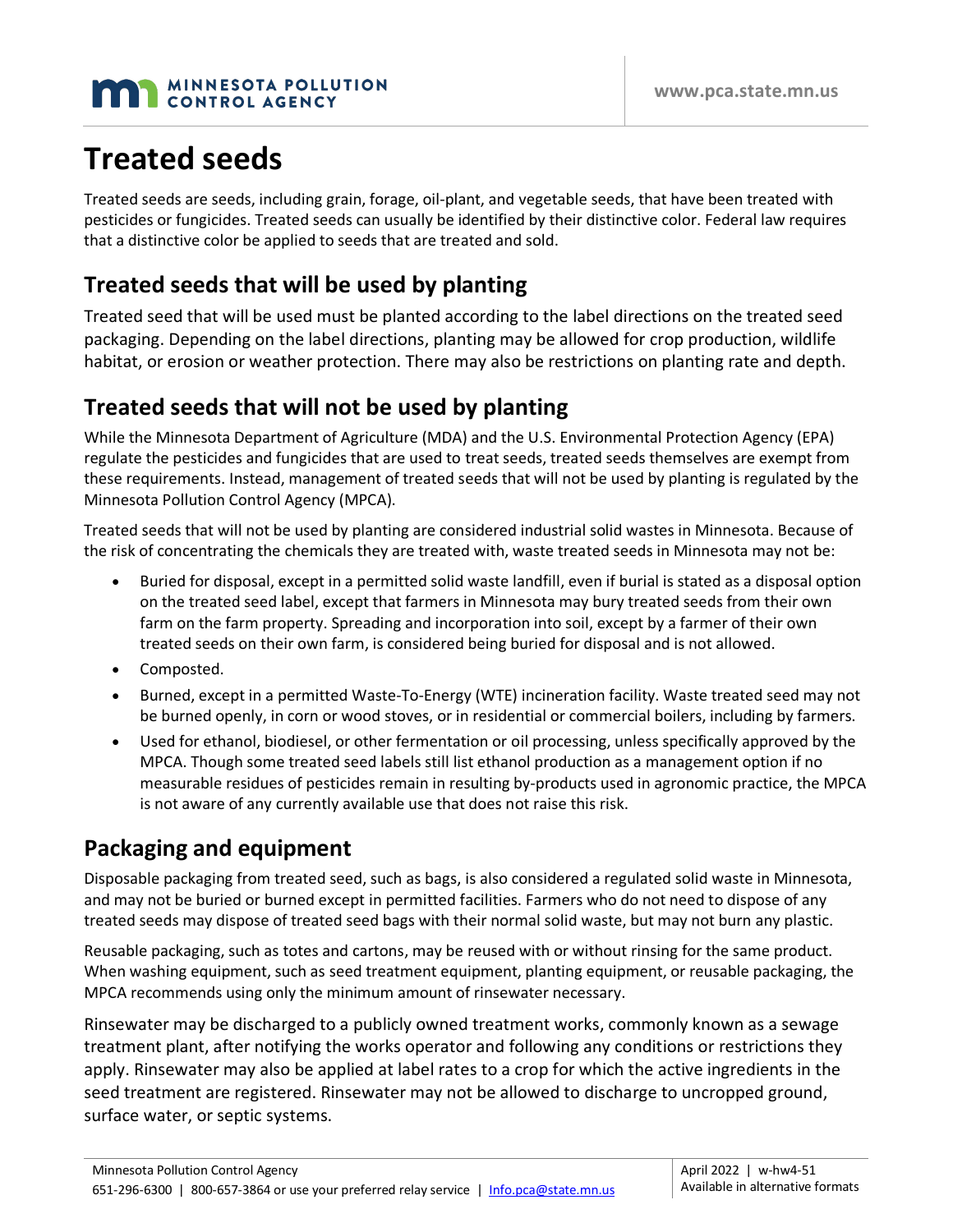# Treated seeds

Treated seeds are seeds, including grain, forage, oil-plant, and vegetable seeds, that have been treated with pesticides or fungicides. Treated seeds can usually be identified by their distinctive color. Federal law requires that a distinctive color be applied to seeds that are treated and sold.

## Treated seeds that will be used by planting

Treated seed that will be used must be planted according to the label directions on the treated seed packaging. Depending on the label directions, planting may be allowed for crop production, wildlife habitat, or erosion or weather protection. There may also be restrictions on planting rate and depth.

## Treated seeds that will not be used by planting

While the Minnesota Department of Agriculture (MDA) and the U.S. Environmental Protection Agency (EPA) regulate the pesticides and fungicides that are used to treat seeds, treated seeds themselves are exempt from these requirements. Instead, management of treated seeds that will not be used by planting is regulated by the Minnesota Pollution Control Agency (MPCA).

Treated seeds that will not be used by planting are considered industrial solid wastes in Minnesota. Because of the risk of concentrating the chemicals they are treated with, waste treated seeds in Minnesota may not be:

- Buried for disposal, except in a permitted solid waste landfill, even if burial is stated as a disposal option on the treated seed label, except that farmers in Minnesota may bury treated seeds from their own farm on the farm property. Spreading and incorporation into soil, except by a farmer of their own treated seeds on their own farm, is considered being buried for disposal and is not allowed.
- Composted.
- Burned, except in a permitted Waste-To-Energy (WTE) incineration facility. Waste treated seed may not be burned openly, in corn or wood stoves, or in residential or commercial boilers, including by farmers.
- Used for ethanol, biodiesel, or other fermentation or oil processing, unless specifically approved by the MPCA. Though some treated seed labels still list ethanol production as a management option if no measurable residues of pesticides remain in resulting by-products used in agronomic practice, the MPCA is not aware of any currently available use that does not raise this risk.

## Packaging and equipment

Disposable packaging from treated seed, such as bags, is also considered a regulated solid waste in Minnesota, and may not be buried or burned except in permitted facilities. Farmers who do not need to dispose of any treated seeds may dispose of treated seed bags with their normal solid waste, but may not burn any plastic.

Reusable packaging, such as totes and cartons, may be reused with or without rinsing for the same product. When washing equipment, such as seed treatment equipment, planting equipment, or reusable packaging, the MPCA recommends using only the minimum amount of rinsewater necessary.

Rinsewater may be discharged to a publicly owned treatment works, commonly known as a sewage treatment plant, after notifying the works operator and following any conditions or restrictions they apply. Rinsewater may also be applied at label rates to a crop for which the active ingredients in the seed treatment are registered. Rinsewater may not be allowed to discharge to uncropped ground, surface water, or septic systems.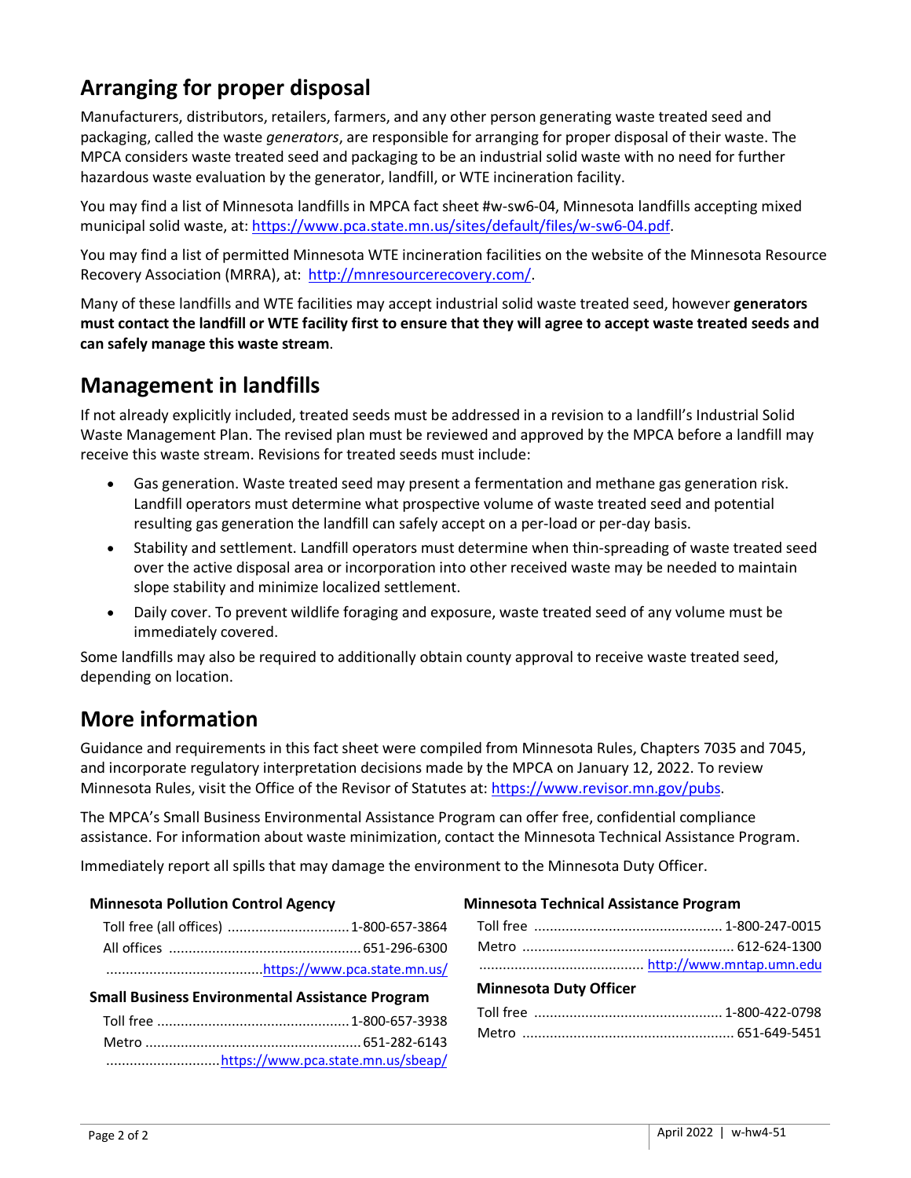## Arranging for proper disposal

Manufacturers, distributors, retailers, farmers, and any other person generating waste treated seed and packaging, called the waste *generators*, are responsible for arranging for proper disposal of their waste. The MPCA considers waste treated seed and packaging to be an industrial solid waste with no need for further hazardous waste evaluation by the generator, landfill, or WTE incineration facility.

You may find a list of Minnesota landfills in MPCA fact sheet #w-sw6-04, Minnesota landfills accepting mixed municipal solid waste, at: https://www.pca.state.mn.us/sites/default/files/w-sw6-04.pdf.

You may find a list of permitted Minnesota WTE incineration facilities on the website of the Minnesota Resource Recovery Association (MRRA), at: http://mnresourcerecovery.com/.

Many of these landfills and WTE facilities may accept industrial solid waste treated seed, however **generators must contact the landfill or WTE facility first to ensure that they will agree to accept waste treated seeds and can safely manage this waste stream**.

## Management in landfills

If not already explicitly included, treated seeds must be addressed in a revision to a landfill's Industrial Solid Waste Management Plan. The revised plan must be reviewed and approved by the MPCA before a landfill may receive this waste stream. Revisions for treated seeds must include:

- Gas generation. Waste treated seed may present a fermentation and methane gas generation risk. Landfill operators must determine what prospective volume of waste treated seed and potential resulting gas generation the landfill can safely accept on a per-load or per-day basis.
- Stability and settlement. Landfill operators must determine when thin-spreading of waste treated seed over the active disposal area or incorporation into other received waste may be needed to maintain slope stability and minimize localized settlement.
- Daily cover. To prevent wildlife foraging and exposure, waste treated seed of any volume must be immediately covered.

Some landfills may also be required to additionally obtain county approval to receive waste treated seed, depending on location.

## More information

Guidance and requirements in this fact sheet were compiled from Minnesota Rules, Chapters 7035 and 7045, and incorporate regulatory interpretation decisions made by the MPCA on January 12, 2022. To review Minnesota Rules, visit the Office of the Revisor of Statutes at: https://www.revisor.mn.gov/pubs.

The MPCA's Small Business Environmental Assistance Program can offer free, confidential compliance assistance. For information about waste minimization, contact the Minnesota Technical Assistance Program.

Immediately report all spills that may damage the environment to the Minnesota Duty Officer.

**Minnesota Pollution Control Agency**

Toll free (all offices) ............................... 1-800-657-3864
All offices ................................................. 651-296-6300
........................................ https://www.pca.state.mn.us/

**Small Business Environmental Assistance Program**

Toll free ................................................. 1-800-657-3938
Metro ....................................................... 651-282-6143
............................ https://www.pca.state.mn.us/sbeap/

**Minnesota Technical Assistance Program**

Toll free ................................................ 1-800-247-0015
Metro ...................................................... 612-624-1300
......................................... http://www.mntap.umn.edu

**Minnesota Duty Officer**

Toll free ................................................ 1-800-422-0798
Metro ...................................................... 651-649-5451